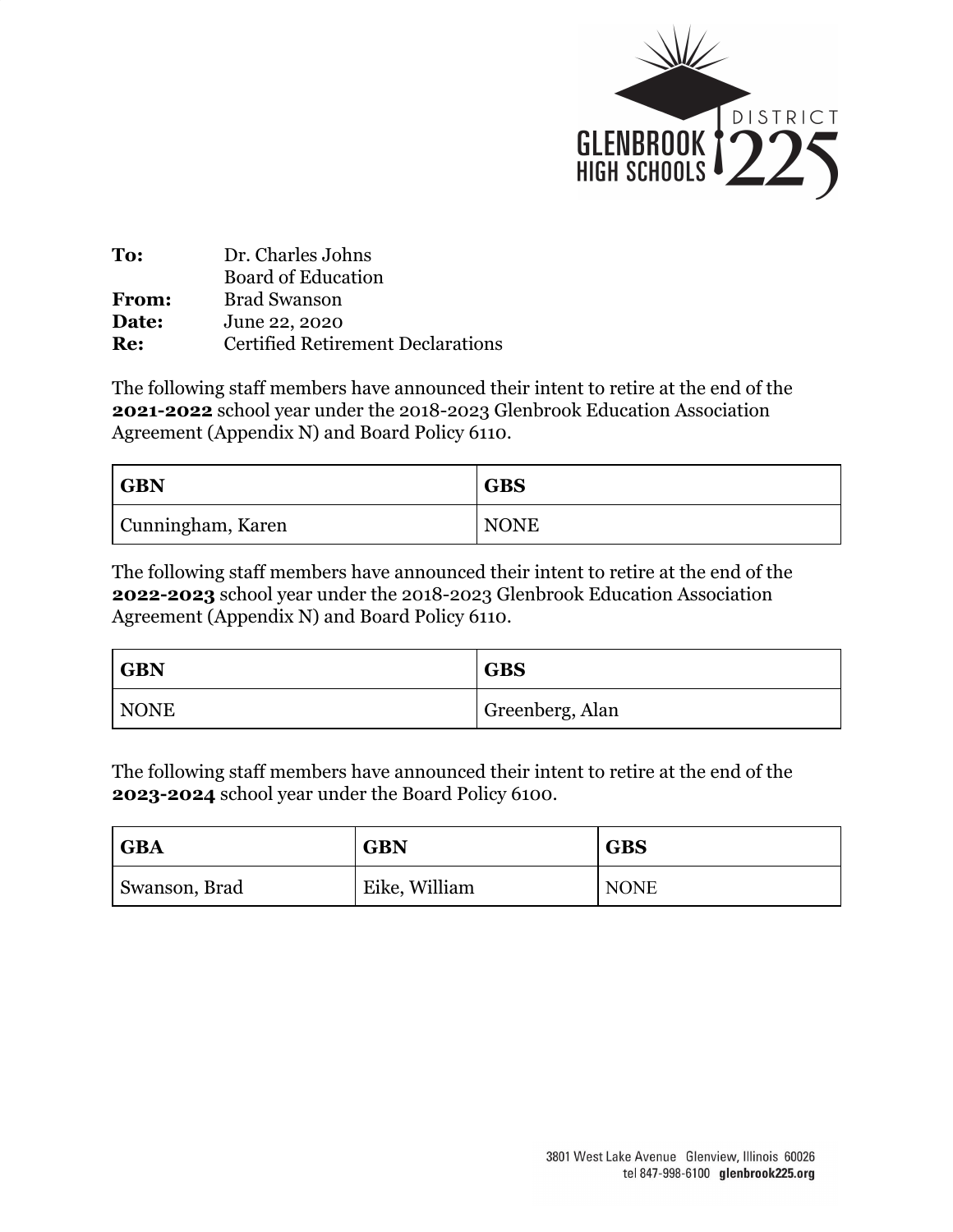GLENBROOK HIGH SCHOOLS DISTRICT 225

**To:** Dr. Charles Johns
Board of Education
**From:** Brad Swanson
**Date:** June 22, 2020
**Re:** Certified Retirement Declarations

The following staff members have announced their intent to retire at the end of the **2021-2022** school year under the 2018-2023 Glenbrook Education Association Agreement (Appendix N) and Board Policy 6110.

| GBN | GBS |
|---|---|
| Cunningham, Karen | NONE |

The following staff members have announced their intent to retire at the end of the **2022-2023** school year under the 2018-2023 Glenbrook Education Association Agreement (Appendix N) and Board Policy 6110.

| GBN | GBS |
|---|---|
| NONE | Greenberg, Alan |

The following staff members have announced their intent to retire at the end of the **2023-2024** school year under the Board Policy 6100.

| GBA | GBN | GBS |
|---|---|---|
| Swanson, Brad | Eike, William | NONE |

3801 West Lake Avenue Glenview, Illinois 60026
tel 847-998-6100 **glenbrook225.org**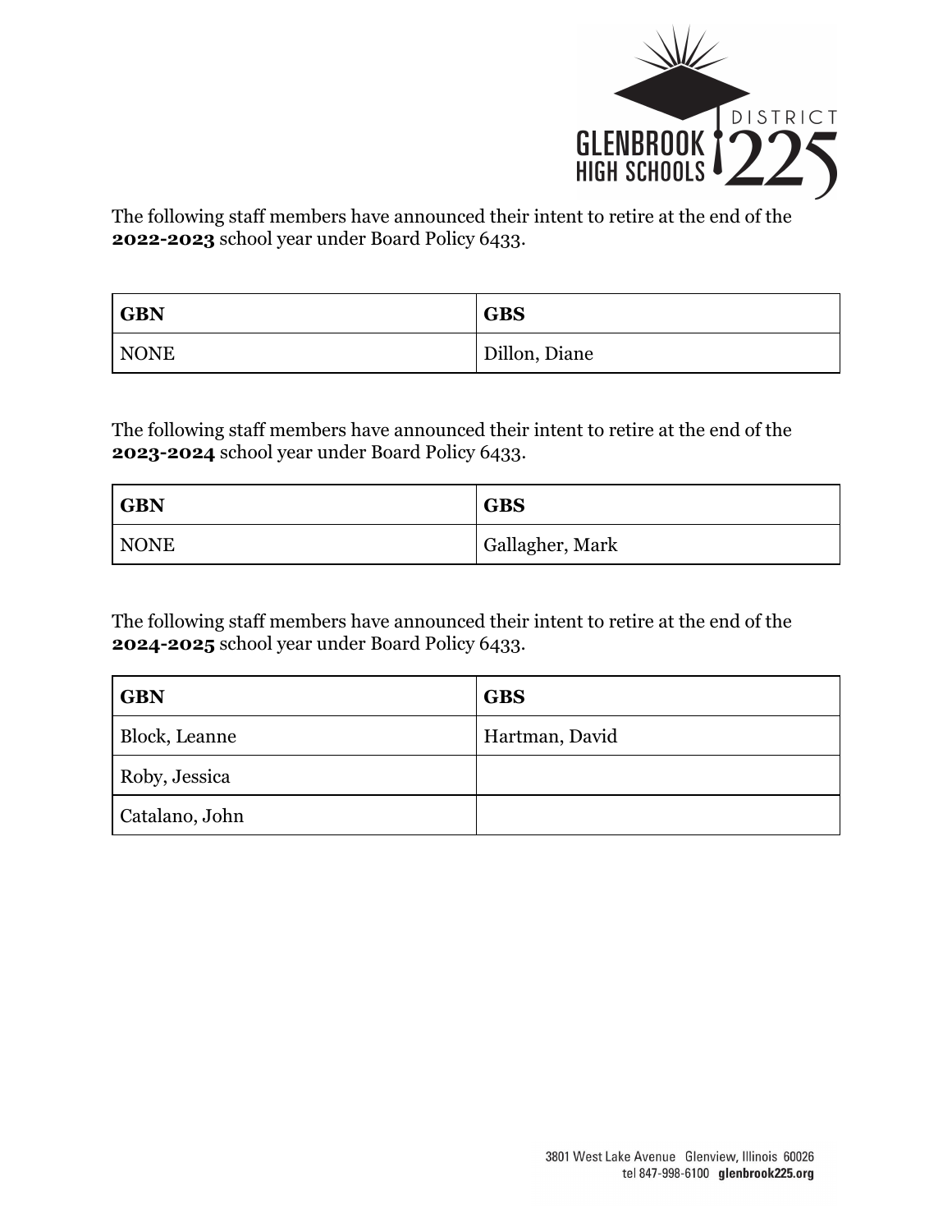The following staff members have announced their intent to retire at the end of the **2022-2023** school year under Board Policy 6433.

| GBN | GBS |
|---|---|
| NONE | Dillon, Diane |

The following staff members have announced their intent to retire at the end of the **2023-2024** school year under Board Policy 6433.

| GBN | GBS |
|---|---|
| NONE | Gallagher, Mark |

The following staff members have announced their intent to retire at the end of the **2024-2025** school year under Board Policy 6433.

| GBN | GBS |
|---|---|
| Block, Leanne | Hartman, David |
| Roby, Jessica | |
| Catalano, John | |

3801 West Lake Avenue Glenview, Illinois 60026
tel 847-998-6100 **glenbrook225.org**